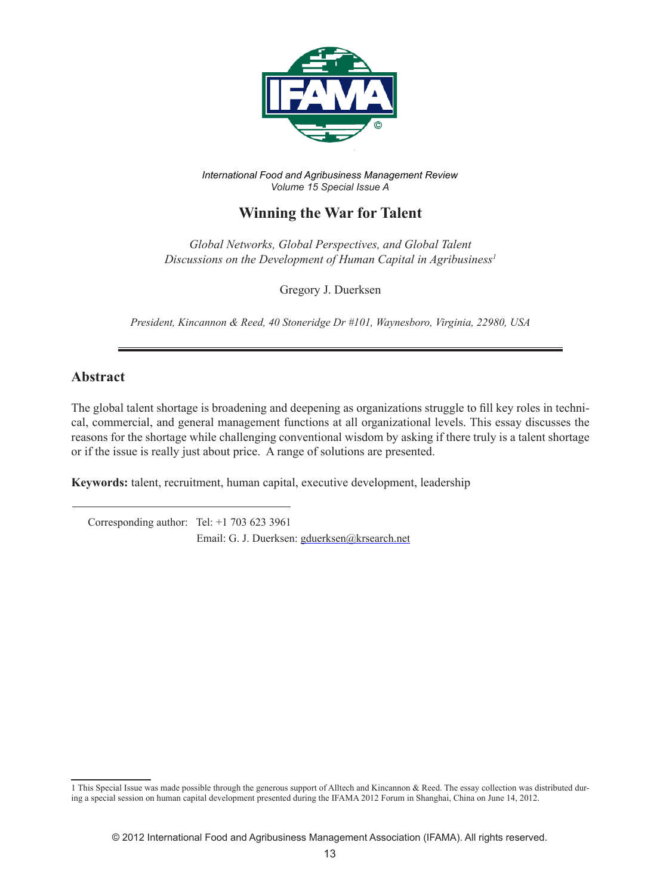*International Food and Agribusiness Management Review*
*Volume 15 Special Issue A*

# Winning the War for Talent

*Global Networks, Global Perspectives, and Global Talent*
*Discussions on the Development of Human Capital in Agribusiness*[1]

Gregory J. Duerksen

*President, Kincannon & Reed, 40 Stoneridge Dr #101, Waynesboro, Virginia, 22980, USA*

## Abstract

The global talent shortage is broadening and deepening as organizations struggle to fill key roles in technical, commercial, and general management functions at all organizational levels. This essay discusses the reasons for the shortage while challenging conventional wisdom by asking if there truly is a talent shortage or if the issue is really just about price. A range of solutions are presented.

**Keywords:** talent, recruitment, human capital, executive development, leadership

Corresponding author: Tel: +1 703 623 3961
Email: G. J. Duerksen: gduerksen@krsearch.net

1 This Special Issue was made possible through the generous support of Alltech and Kincannon & Reed. The essay collection was distributed during a special session on human capital development presented during the IFAMA 2012 Forum in Shanghai, China on June 14, 2012.

© 2012 International Food and Agribusiness Management Association (IFAMA). All rights reserved.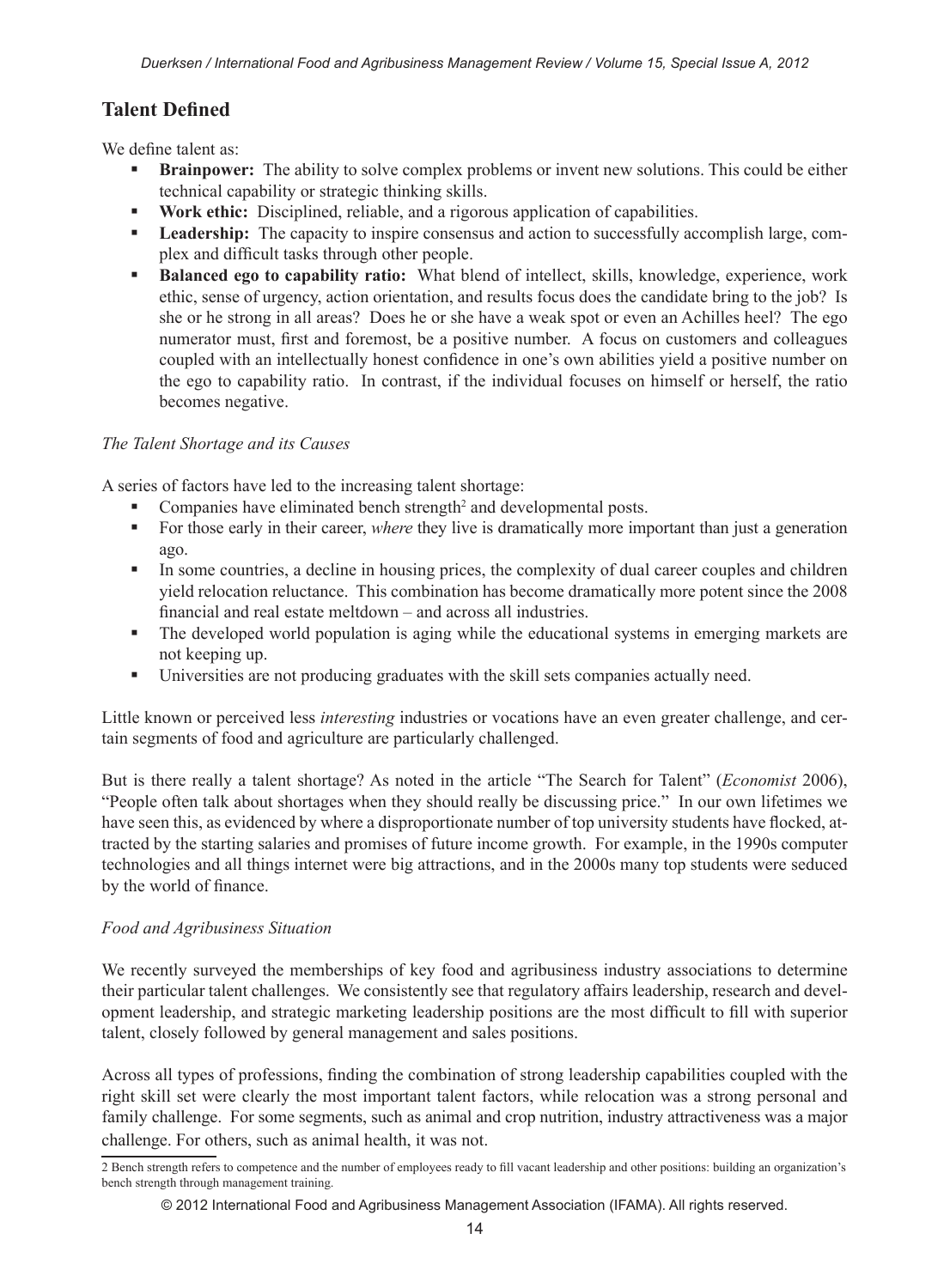## Talent Defined

We define talent as:

- **Brainpower:** The ability to solve complex problems or invent new solutions. This could be either technical capability or strategic thinking skills.
- **Work ethic:** Disciplined, reliable, and a rigorous application of capabilities.
- **Leadership:** The capacity to inspire consensus and action to successfully accomplish large, complex and difficult tasks through other people.
- **Balanced ego to capability ratio:** What blend of intellect, skills, knowledge, experience, work ethic, sense of urgency, action orientation, and results focus does the candidate bring to the job? Is she or he strong in all areas? Does he or she have a weak spot or even an Achilles heel? The ego numerator must, first and foremost, be a positive number. A focus on customers and colleagues coupled with an intellectually honest confidence in one's own abilities yield a positive number on the ego to capability ratio. In contrast, if the individual focuses on himself or herself, the ratio becomes negative.

### *The Talent Shortage and its Causes*

A series of factors have led to the increasing talent shortage:

- Companies have eliminated bench strength[2] and developmental posts.
- For those early in their career, *where* they live is dramatically more important than just a generation ago.
- In some countries, a decline in housing prices, the complexity of dual career couples and children yield relocation reluctance. This combination has become dramatically more potent since the 2008 financial and real estate meltdown – and across all industries.
- The developed world population is aging while the educational systems in emerging markets are not keeping up.
- Universities are not producing graduates with the skill sets companies actually need.

Little known or perceived less *interesting* industries or vocations have an even greater challenge, and certain segments of food and agriculture are particularly challenged.

But is there really a talent shortage? As noted in the article "The Search for Talent" (*Economist* 2006), "People often talk about shortages when they should really be discussing price." In our own lifetimes we have seen this, as evidenced by where a disproportionate number of top university students have flocked, attracted by the starting salaries and promises of future income growth. For example, in the 1990s computer technologies and all things internet were big attractions, and in the 2000s many top students were seduced by the world of finance.

### *Food and Agribusiness Situation*

We recently surveyed the memberships of key food and agribusiness industry associations to determine their particular talent challenges. We consistently see that regulatory affairs leadership, research and development leadership, and strategic marketing leadership positions are the most difficult to fill with superior talent, closely followed by general management and sales positions.

Across all types of professions, finding the combination of strong leadership capabilities coupled with the right skill set were clearly the most important talent factors, while relocation was a strong personal and family challenge. For some segments, such as animal and crop nutrition, industry attractiveness was a major challenge. For others, such as animal health, it was not.

2 Bench strength refers to competence and the number of employees ready to fill vacant leadership and other positions: building an organization's bench strength through management training.

© 2012 International Food and Agribusiness Management Association (IFAMA). All rights reserved.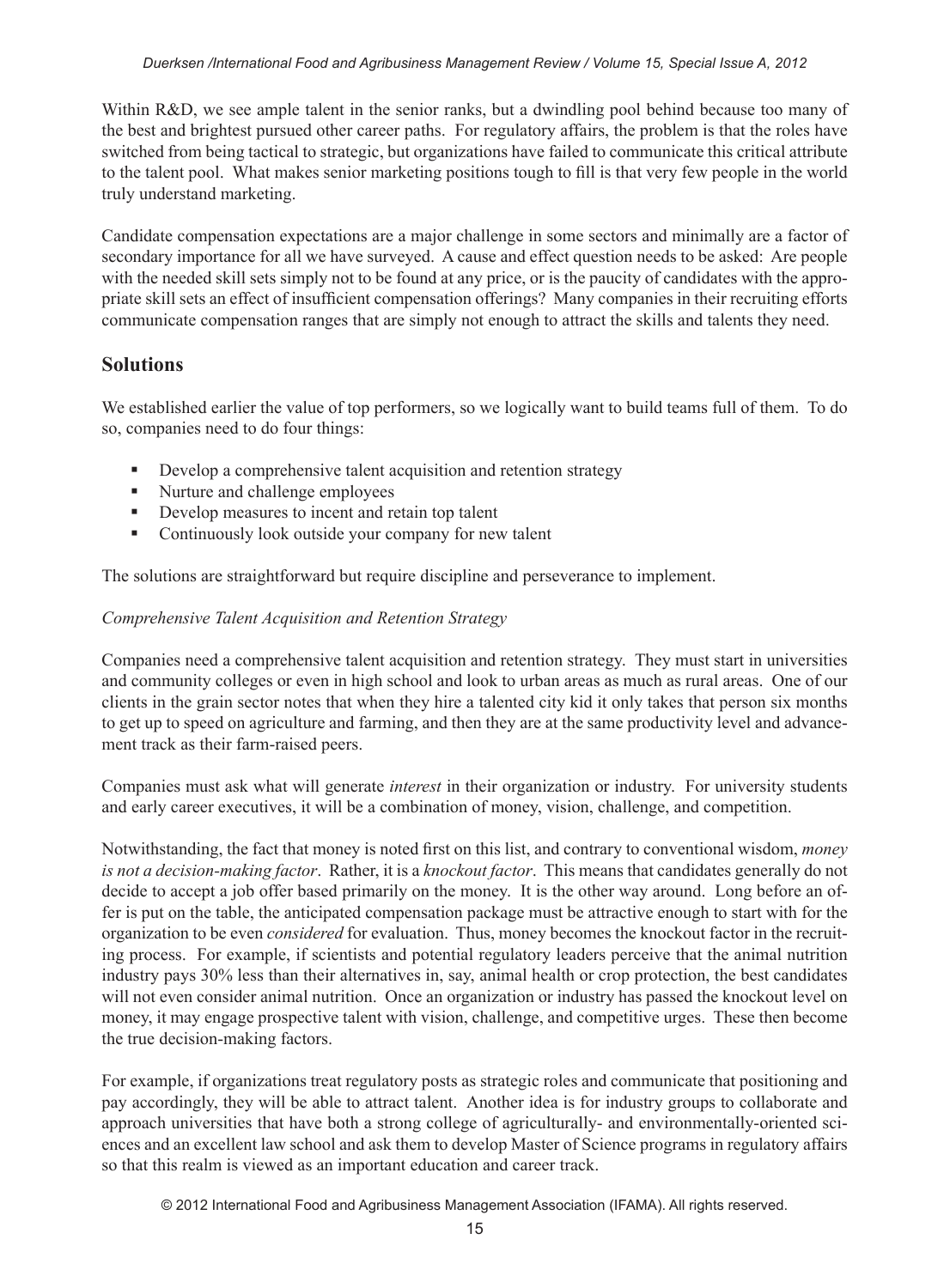Within R&D, we see ample talent in the senior ranks, but a dwindling pool behind because too many of the best and brightest pursued other career paths. For regulatory affairs, the problem is that the roles have switched from being tactical to strategic, but organizations have failed to communicate this critical attribute to the talent pool. What makes senior marketing positions tough to fill is that very few people in the world truly understand marketing.

Candidate compensation expectations are a major challenge in some sectors and minimally are a factor of secondary importance for all we have surveyed. A cause and effect question needs to be asked: Are people with the needed skill sets simply not to be found at any price, or is the paucity of candidates with the appropriate skill sets an effect of insufficient compensation offerings? Many companies in their recruiting efforts communicate compensation ranges that are simply not enough to attract the skills and talents they need.

## Solutions

We established earlier the value of top performers, so we logically want to build teams full of them. To do so, companies need to do four things:

- Develop a comprehensive talent acquisition and retention strategy
- Nurture and challenge employees
- Develop measures to incent and retain top talent
- Continuously look outside your company for new talent

The solutions are straightforward but require discipline and perseverance to implement.

*Comprehensive Talent Acquisition and Retention Strategy*

Companies need a comprehensive talent acquisition and retention strategy. They must start in universities and community colleges or even in high school and look to urban areas as much as rural areas. One of our clients in the grain sector notes that when they hire a talented city kid it only takes that person six months to get up to speed on agriculture and farming, and then they are at the same productivity level and advancement track as their farm-raised peers.

Companies must ask what will generate *interest* in their organization or industry. For university students and early career executives, it will be a combination of money, vision, challenge, and competition.

Notwithstanding, the fact that money is noted first on this list, and contrary to conventional wisdom, *money is not a decision-making factor*. Rather, it is a *knockout factor*. This means that candidates generally do not decide to accept a job offer based primarily on the money. It is the other way around. Long before an offer is put on the table, the anticipated compensation package must be attractive enough to start with for the organization to be even *considered* for evaluation. Thus, money becomes the knockout factor in the recruiting process. For example, if scientists and potential regulatory leaders perceive that the animal nutrition industry pays 30% less than their alternatives in, say, animal health or crop protection, the best candidates will not even consider animal nutrition. Once an organization or industry has passed the knockout level on money, it may engage prospective talent with vision, challenge, and competitive urges. These then become the true decision-making factors.

For example, if organizations treat regulatory posts as strategic roles and communicate that positioning and pay accordingly, they will be able to attract talent. Another idea is for industry groups to collaborate and approach universities that have both a strong college of agriculturally- and environmentally-oriented sciences and an excellent law school and ask them to develop Master of Science programs in regulatory affairs so that this realm is viewed as an important education and career track.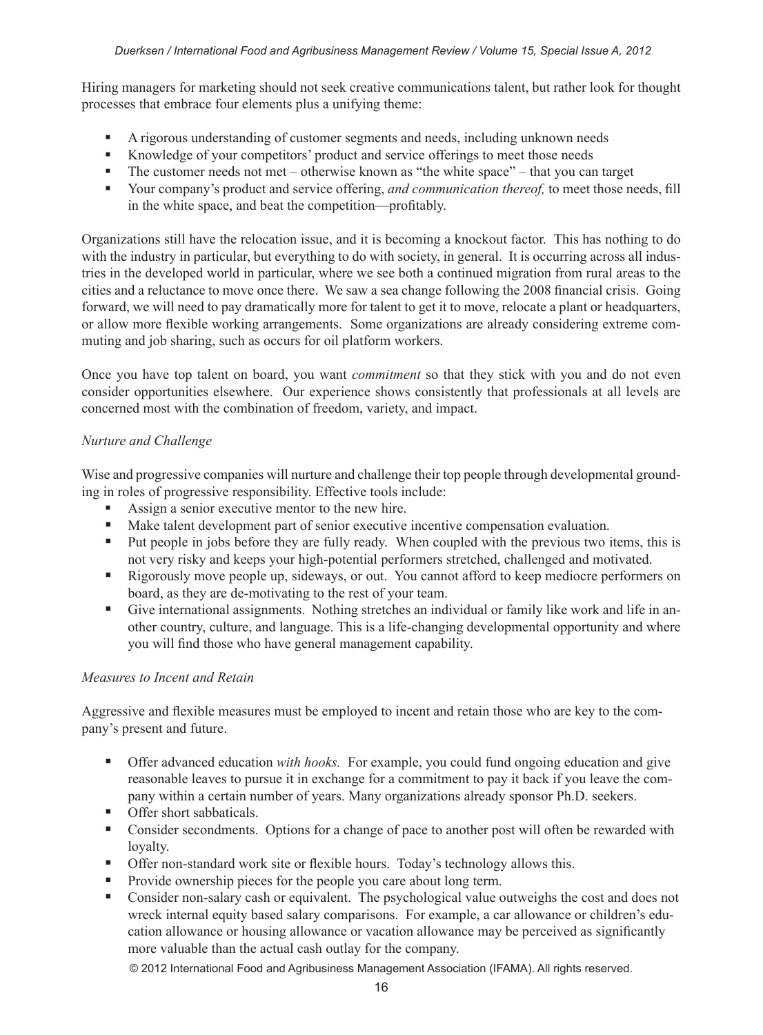Hiring managers for marketing should not seek creative communications talent, but rather look for thought processes that embrace four elements plus a unifying theme:

- A rigorous understanding of customer segments and needs, including unknown needs
- Knowledge of your competitors' product and service offerings to meet those needs
- The customer needs not met – otherwise known as "the white space" – that you can target
- Your company's product and service offering, *and communication thereof,* to meet those needs, fill in the white space, and beat the competition—profitably.

Organizations still have the relocation issue, and it is becoming a knockout factor. This has nothing to do with the industry in particular, but everything to do with society, in general. It is occurring across all industries in the developed world in particular, where we see both a continued migration from rural areas to the cities and a reluctance to move once there. We saw a sea change following the 2008 financial crisis. Going forward, we will need to pay dramatically more for talent to get it to move, relocate a plant or headquarters, or allow more flexible working arrangements. Some organizations are already considering extreme commuting and job sharing, such as occurs for oil platform workers.

Once you have top talent on board, you want *commitment* so that they stick with you and do not even consider opportunities elsewhere. Our experience shows consistently that professionals at all levels are concerned most with the combination of freedom, variety, and impact.

*Nurture and Challenge*

Wise and progressive companies will nurture and challenge their top people through developmental grounding in roles of progressive responsibility. Effective tools include:

- Assign a senior executive mentor to the new hire.
- Make talent development part of senior executive incentive compensation evaluation.
- Put people in jobs before they are fully ready. When coupled with the previous two items, this is not very risky and keeps your high-potential performers stretched, challenged and motivated.
- Rigorously move people up, sideways, or out. You cannot afford to keep mediocre performers on board, as they are de-motivating to the rest of your team.
- Give international assignments. Nothing stretches an individual or family like work and life in another country, culture, and language. This is a life-changing developmental opportunity and where you will find those who have general management capability.

*Measures to Incent and Retain*

Aggressive and flexible measures must be employed to incent and retain those who are key to the company's present and future.

- Offer advanced education *with hooks.* For example, you could fund ongoing education and give reasonable leaves to pursue it in exchange for a commitment to pay it back if you leave the company within a certain number of years. Many organizations already sponsor Ph.D. seekers.
- Offer short sabbaticals.
- Consider secondments. Options for a change of pace to another post will often be rewarded with loyalty.
- Offer non-standard work site or flexible hours. Today's technology allows this.
- Provide ownership pieces for the people you care about long term.
- Consider non-salary cash or equivalent. The psychological value outweighs the cost and does not wreck internal equity based salary comparisons. For example, a car allowance or children's education allowance or housing allowance or vacation allowance may be perceived as significantly more valuable than the actual cash outlay for the company.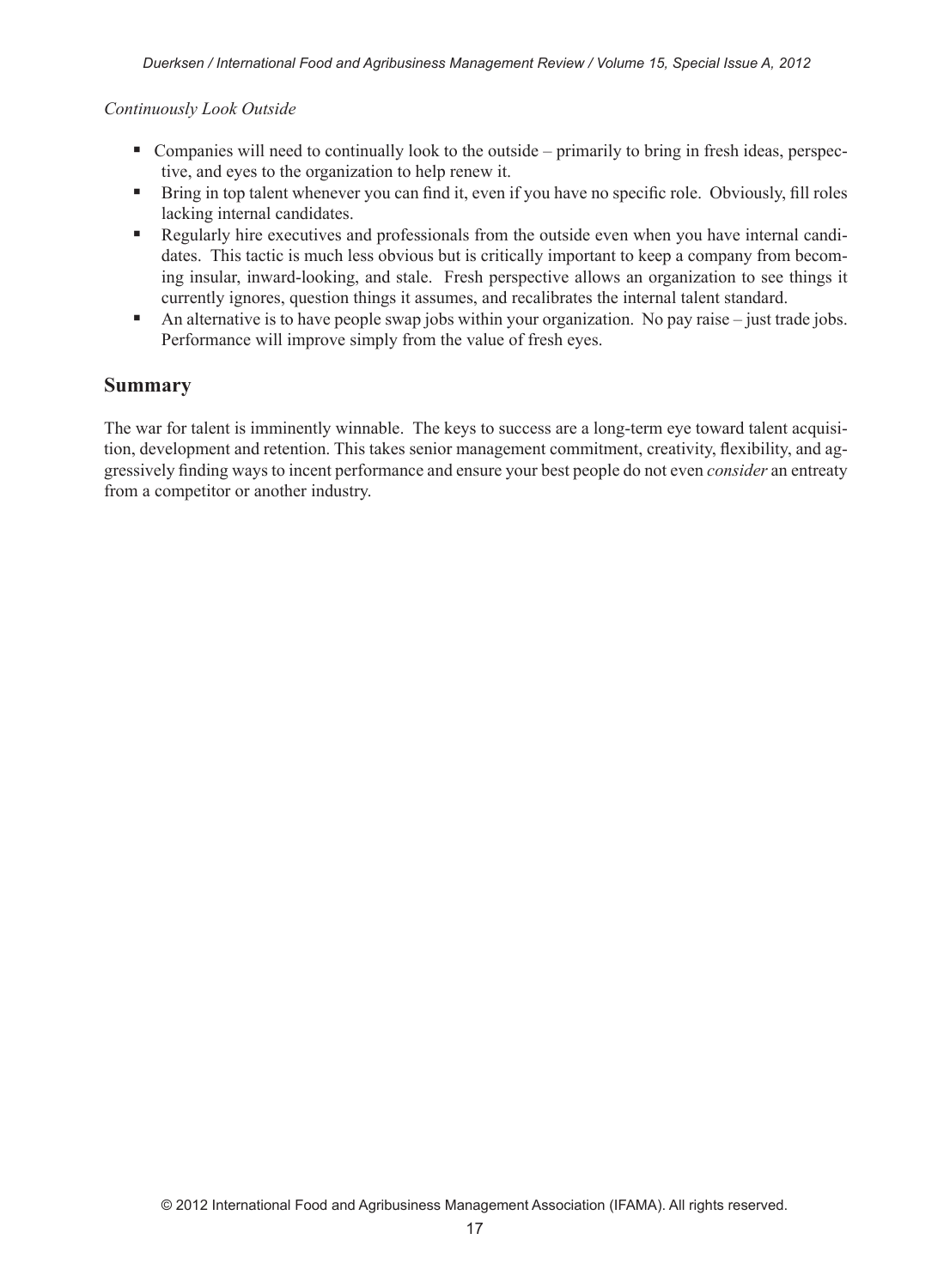*Continuously Look Outside*

- Companies will need to continually look to the outside – primarily to bring in fresh ideas, perspective, and eyes to the organization to help renew it.
- Bring in top talent whenever you can find it, even if you have no specific role. Obviously, fill roles lacking internal candidates.
- Regularly hire executives and professionals from the outside even when you have internal candidates. This tactic is much less obvious but is critically important to keep a company from becoming insular, inward-looking, and stale. Fresh perspective allows an organization to see things it currently ignores, question things it assumes, and recalibrates the internal talent standard.
- An alternative is to have people swap jobs within your organization. No pay raise – just trade jobs. Performance will improve simply from the value of fresh eyes.

## Summary

The war for talent is imminently winnable. The keys to success are a long-term eye toward talent acquisition, development and retention. This takes senior management commitment, creativity, flexibility, and aggressively finding ways to incent performance and ensure your best people do not even *consider* an entreaty from a competitor or another industry.